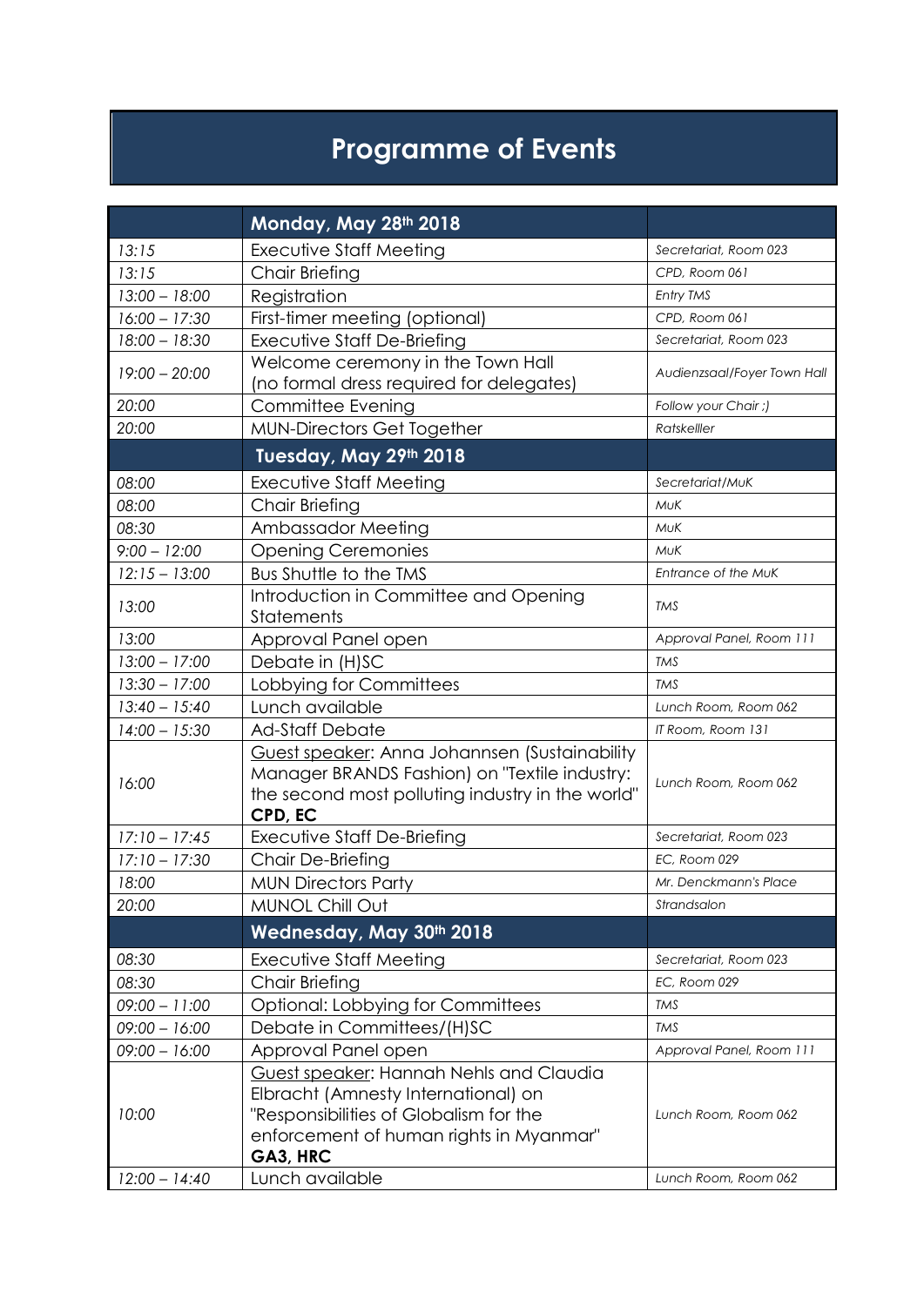# Programme of Events

| | **Monday, May 28th 2018** | |
|---|---|---|
| *13:15* | Executive Staff Meeting | *Secretariat, Room 023* |
| *13:15* | Chair Briefing | *CPD, Room 061* |
| *13:00 – 18:00* | Registration | *Entry TMS* |
| *16:00 – 17:30* | First-timer meeting (optional) | *CPD, Room 061* |
| *18:00 – 18:30* | Executive Staff De-Briefing | *Secretariat, Room 023* |
| *19:00 – 20:00* | Welcome ceremony in the Town Hall (no formal dress required for delegates) | *Audienzsaal/Foyer Town Hall* |
| *20:00* | Committee Evening | *Follow your Chair ;)* |
| *20:00* | MUN-Directors Get Together | *Ratskelller* |
| | **Tuesday, May 29th 2018** | |
| *08:00* | Executive Staff Meeting | *Secretariat/MuK* |
| *08:00* | Chair Briefing | *MuK* |
| *08:30* | Ambassador Meeting | *MuK* |
| *9:00 – 12:00* | Opening Ceremonies | *MuK* |
| *12:15 – 13:00* | Bus Shuttle to the TMS | *Entrance of the MuK* |
| *13:00* | Introduction in Committee and Opening Statements | *TMS* |
| *13:00* | Approval Panel open | *Approval Panel, Room 111* |
| *13:00 – 17:00* | Debate in (H)SC | *TMS* |
| *13:30 – 17:00* | Lobbying for Committees | *TMS* |
| *13:40 – 15:40* | Lunch available | *Lunch Room, Room 062* |
| *14:00 – 15:30* | Ad-Staff Debate | *IT Room, Room 131* |
| *16:00* | Guest speaker: Anna Johannsen (Sustainability Manager BRANDS Fashion) on "Textile industry: the second most polluting industry in the world" **CPD, EC** | *Lunch Room, Room 062* |
| *17:10 – 17:45* | Executive Staff De-Briefing | *Secretariat, Room 023* |
| *17:10 – 17:30* | Chair De-Briefing | *EC, Room 029* |
| *18:00* | MUN Directors Party | *Mr. Denckmann's Place* |
| *20:00* | MUNOL Chill Out | *Strandsalon* |
| | **Wednesday, May 30th 2018** | |
| *08:30* | Executive Staff Meeting | *Secretariat, Room 023* |
| *08:30* | Chair Briefing | *EC, Room 029* |
| *09:00 – 11:00* | Optional: Lobbying for Committees | *TMS* |
| *09:00 – 16:00* | Debate in Committees/(H)SC | *TMS* |
| *09:00 – 16:00* | Approval Panel open | *Approval Panel, Room 111* |
| *10:00* | Guest speaker: Hannah Nehls and Claudia Elbracht (Amnesty International) on "Responsibilities of Globalism for the enforcement of human rights in Myanmar" **GA3, HRC** | *Lunch Room, Room 062* |
| *12:00 – 14:40* | Lunch available | *Lunch Room, Room 062* |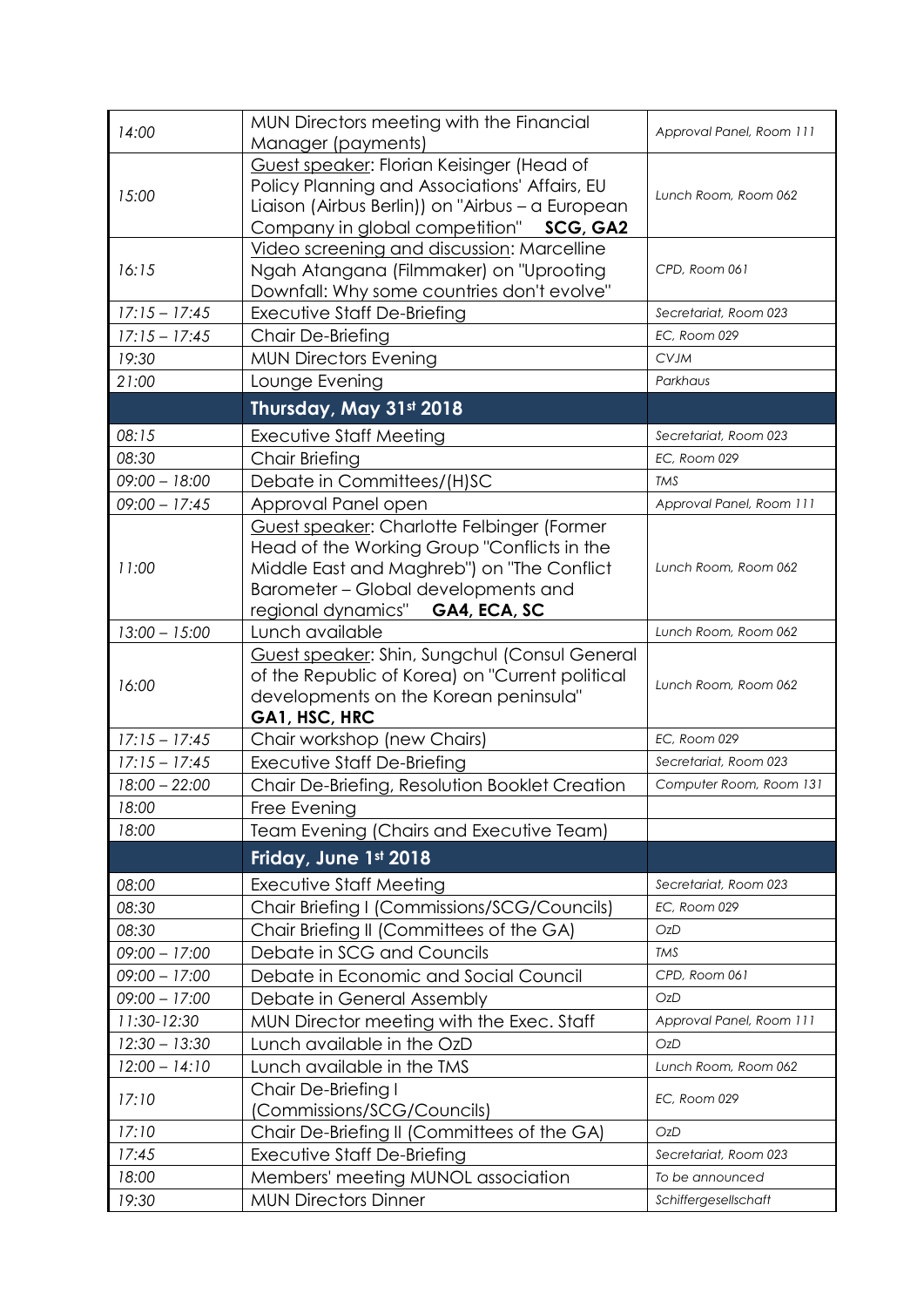| | | |
|---|---|---|
| *14:00* | MUN Directors meeting with the Financial Manager (payments) | *Approval Panel, Room 111* |
| *15:00* | Guest speaker: Florian Keisinger (Head of Policy Planning and Associations' Affairs, EU Liaison (Airbus Berlin)) on "Airbus – a European Company in global competition" **SCG, GA2** | *Lunch Room, Room 062* |
| *16:15* | Video screening and discussion: Marcelline Ngah Atangana (Filmmaker) on "Uprooting Downfall: Why some countries don't evolve" | *CPD, Room 061* |
| *17:15 – 17:45* | Executive Staff De-Briefing | *Secretariat, Room 023* |
| *17:15 – 17:45* | Chair De-Briefing | *EC, Room 029* |
| *19:30* | MUN Directors Evening | *CVJM* |
| *21:00* | Lounge Evening | *Parkhaus* |
| | **Thursday, May 31st 2018** | |
| *08:15* | Executive Staff Meeting | *Secretariat, Room 023* |
| *08:30* | Chair Briefing | *EC, Room 029* |
| *09:00 – 18:00* | Debate in Committees/(H)SC | *TMS* |
| *09:00 – 17:45* | Approval Panel open | *Approval Panel, Room 111* |
| *11:00* | Guest speaker: Charlotte Felbinger (Former Head of the Working Group "Conflicts in the Middle East and Maghreb") on "The Conflict Barometer – Global developments and regional dynamics" **GA4, ECA, SC** | *Lunch Room, Room 062* |
| *13:00 – 15:00* | Lunch available | *Lunch Room, Room 062* |
| *16:00* | Guest speaker: Shin, Sungchul (Consul General of the Republic of Korea) on "Current political developments on the Korean peninsula" **GA1, HSC, HRC** | *Lunch Room, Room 062* |
| *17:15 – 17:45* | Chair workshop (new Chairs) | *EC, Room 029* |
| *17:15 – 17:45* | Executive Staff De-Briefing | *Secretariat, Room 023* |
| *18:00 – 22:00* | Chair De-Briefing, Resolution Booklet Creation | *Computer Room, Room 131* |
| *18:00* | Free Evening | |
| *18:00* | Team Evening (Chairs and Executive Team) | |
| | **Friday, June 1st 2018** | |
| *08:00* | Executive Staff Meeting | *Secretariat, Room 023* |
| *08:30* | Chair Briefing I (Commissions/SCG/Councils) | *EC, Room 029* |
| *08:30* | Chair Briefing II (Committees of the GA) | *OzD* |
| *09:00 – 17:00* | Debate in SCG and Councils | *TMS* |
| *09:00 – 17:00* | Debate in Economic and Social Council | *CPD, Room 061* |
| *09:00 – 17:00* | Debate in General Assembly | *OzD* |
| *11:30-12:30* | MUN Director meeting with the Exec. Staff | *Approval Panel, Room 111* |
| *12:30 – 13:30* | Lunch available in the OzD | *OzD* |
| *12:00 – 14:10* | Lunch available in the TMS | *Lunch Room, Room 062* |
| *17:10* | Chair De-Briefing I (Commissions/SCG/Councils) | *EC, Room 029* |
| *17:10* | Chair De-Briefing II (Committees of the GA) | *OzD* |
| *17:45* | Executive Staff De-Briefing | *Secretariat, Room 023* |
| *18:00* | Members' meeting MUNOL association | *To be announced* |
| *19:30* | MUN Directors Dinner | *Schiffergesellschaft* |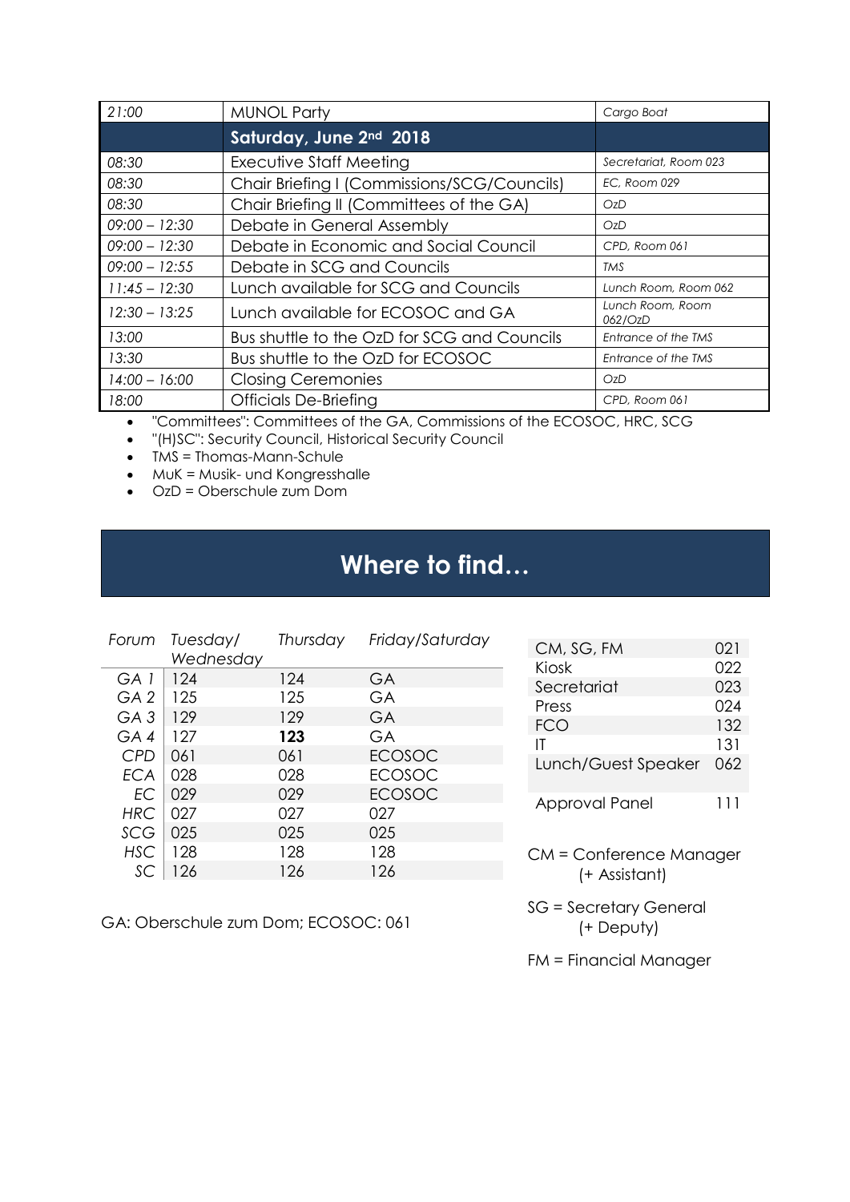| | | |
|---|---|---|
| *21:00* | MUNOL Party | *Cargo Boat* |
| | **Saturday, June 2nd 2018** | |
| *08:30* | Executive Staff Meeting | *Secretariat, Room 023* |
| *08:30* | Chair Briefing I (Commissions/SCG/Councils) | *EC, Room 029* |
| *08:30* | Chair Briefing II (Committees of the GA) | *OzD* |
| *09:00 – 12:30* | Debate in General Assembly | *OzD* |
| *09:00 – 12:30* | Debate in Economic and Social Council | *CPD, Room 061* |
| *09:00 – 12:55* | Debate in SCG and Councils | *TMS* |
| *11:45 – 12:30* | Lunch available for SCG and Councils | *Lunch Room, Room 062* |
| *12:30 – 13:25* | Lunch available for ECOSOC and GA | *Lunch Room, Room 062/OzD* |
| *13:00* | Bus shuttle to the OzD for SCG and Councils | *Entrance of the TMS* |
| *13:30* | Bus shuttle to the OzD for ECOSOC | *Entrance of the TMS* |
| *14:00 – 16:00* | Closing Ceremonies | *OzD* |
| *18:00* | Officials De-Briefing | *CPD, Room 061* |

- "Committees": Committees of the GA, Commissions of the ECOSOC, HRC, SCG
- "(H)SC": Security Council, Historical Security Council
- TMS = Thomas-Mann-Schule
- MuK = Musik- und Kongresshalle
- OzD = Oberschule zum Dom

# Where to find…

| *Forum* | *Tuesday/ Wednesday* | *Thursday* | *Friday/Saturday* |
|---|---|---|---|
| *GA 1* | 124 | 124 | GA |
| *GA 2* | 125 | 125 | GA |
| *GA 3* | 129 | 129 | GA |
| *GA 4* | 127 | **123** | GA |
| *CPD* | 061 | 061 | ECOSOC |
| *ECA* | 028 | 028 | ECOSOC |
| *EC* | 029 | 029 | ECOSOC |
| *HRC* | 027 | 027 | 027 |
| *SCG* | 025 | 025 | 025 |
| *HSC* | 128 | 128 | 128 |
| *SC* | 126 | 126 | 126 |

GA: Oberschule zum Dom; ECOSOC: 061

| | |
|---|---|
| CM, SG, FM | 021 |
| Kiosk | 022 |
| Secretariat | 023 |
| Press | 024 |
| FCO | 132 |
| IT | 131 |
| Lunch/Guest Speaker | 062 |
| Approval Panel | 111 |

CM = Conference Manager (+ Assistant)

SG = Secretary General (+ Deputy)

FM = Financial Manager